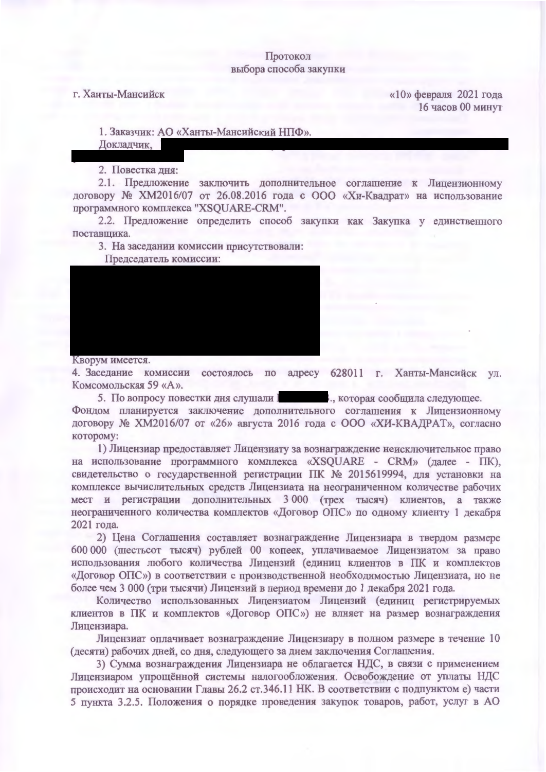Протокол
выбора способа закупки

г. Ханты-Мансийск «10» февраля 2021 года
16 часов 00 минут

1. Заказчик: АО «Ханты-Мансийский НПФ».
Докладчик,

2. Повестка дня:

2.1. Предложение заключить дополнительное соглашение к Лицензионному договору № ХМ2016/07 от 26.08.2016 года с ООО «Хи-Квадрат» на использование программного комплекса "XSQUARE-CRM".

2.2. Предложение определить способ закупки как Закупка у единственного поставщика.

3. На заседании комиссии присутствовали:
Председатель комиссии:

Кворум имеется.

4. Заседание комиссии состоялось по адресу 628011 г. Ханты-Мансийск ул. Комсомольская 59 «А».

5. По вопросу повестки дня слушали ., которая сообщила следующее. Фондом планируется заключение дополнительного соглашения к Лицензионному договору № ХМ2016/07 от «26» августа 2016 года с ООО «ХИ-КВАДРАТ», согласно которому:

1) Лицензиар предоставляет Лицензиату за вознаграждение неисключительное право на использование программного комплекса «XSQUARE - CRM» (далее - ПК), свидетельство о государственной регистрации ПК № 2015619994, для установки на комплексе вычислительных средств Лицензиата на неограниченном количестве рабочих мест и регистрации дополнительных 3 000 (трех тысяч) клиентов, а также неограниченного количества комплектов «Договор ОПС» по одному клиенту 1 декабря 2021 года.

2) Цена Соглашения составляет вознаграждение Лицензиара в твердом размере 600 000 (шестьсот тысяч) рублей 00 копеек, уплачиваемое Лицензиатом за право использования любого количества Лицензий (единиц клиентов в ПК и комплектов «Договор ОПС») в соответствии с производственной необходимостью Лицензиата, но не более чем 3 000 (три тысячи) Лицензий в период времени до 1 декабря 2021 года.

Количество использованных Лицензиатом Лицензий (единиц регистрируемых клиентов в ПК и комплектов «Договор ОПС») не влияет на размер вознаграждения Лицензиара.

Лицензиат оплачивает вознаграждение Лицензиару в полном размере в течение 10 (десяти) рабочих дней, со дня, следующего за днем заключения Соглашения.

3) Сумма вознаграждения Лицензиара не облагается НДС, в связи с применением Лицензиаром упрощённой системы налогообложения. Освобождение от уплаты НДС происходит на основании Главы 26.2 ст.346.11 НК. В соответствии с подпунктом е) части 5 пункта 3.2.5. Положения о порядке проведения закупок товаров, работ, услуг в АО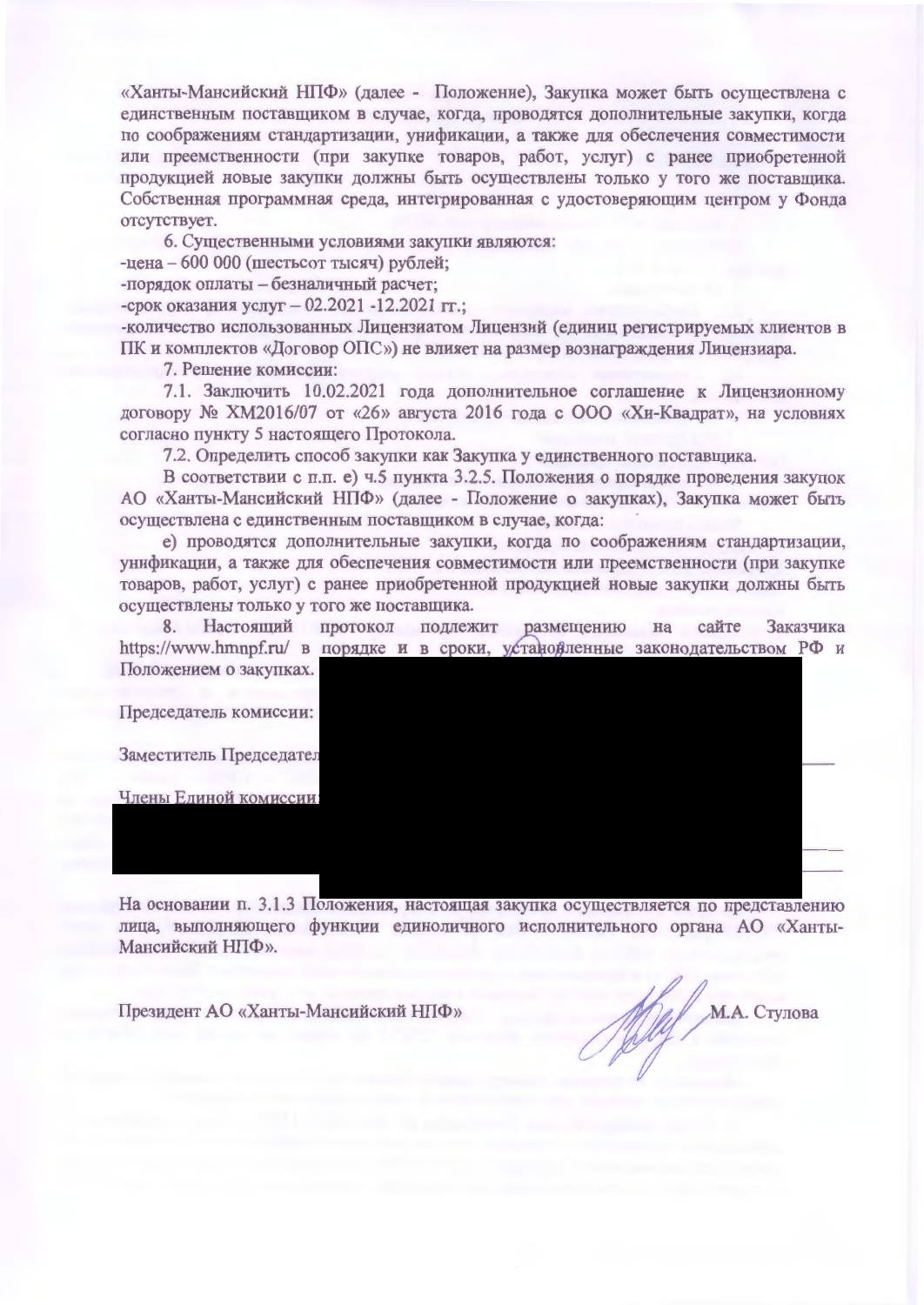«Ханты-Мансийский НПФ» (далее - Положение), Закупка может быть осуществлена с единственным поставщиком в случае, когда, проводятся дополнительные закупки, когда по соображениям стандартизации, унификации, а также для обеспечения совместимости или преемственности (при закупке товаров, работ, услуг) с ранее приобретенной продукцией новые закупки должны быть осуществлены только у того же поставщика. Собственная программная среда, интегрированная с удостоверяющим центром у Фонда отсутствует.

6. Существенными условиями закупки являются:

-цена – 600 000 (шестьсот тысяч) рублей;

-порядок оплаты – безналичный расчет;

-срок оказания услуг – 02.2021 -12.2021 гг.;

-количество использованных Лицензиатом Лицензий (единиц регистрируемых клиентов в ПК и комплектов «Договор ОПС») не влияет на размер вознаграждения Лицензиара.

7. Решение комиссии:

7.1. Заключить 10.02.2021 года дополнительное соглашение к Лицензионному договору № ХМ2016/07 от «26» августа 2016 года с ООО «Хи-Квадрат», на условиях согласно пункту 5 настоящего Протокола.

7.2. Определить способ закупки как Закупка у единственного поставщика.

В соответствии с п.п. е) ч.5 пункта 3.2.5. Положения о порядке проведения закупок АО «Ханты-Мансийский НПФ» (далее - Положение о закупках), Закупка может быть осуществлена с единственным поставщиком в случае, когда:

е) проводятся дополнительные закупки, когда по соображениям стандартизации, унификации, а также для обеспечения совместимости или преемственности (при закупке товаров, работ, услуг) с ранее приобретенной продукцией новые закупки должны быть осуществлены только у того же поставщика.

8. Настоящий протокол подлежит размещению на сайте Заказчика https://www.hmnpf.ru/ в порядке и в сроки, установленные законодательством РФ и Положением о закупках.

Председатель комиссии:

Заместитель Председател

Члены Единой комиссии

На основании п. 3.1.3 Положения, настоящая закупка осуществляется по представлению лица, выполняющего функции единоличного исполнительного органа АО «Ханты-Мансийский НПФ».

Президент АО «Ханты-Мансийский НПФ» М.А. Стулова